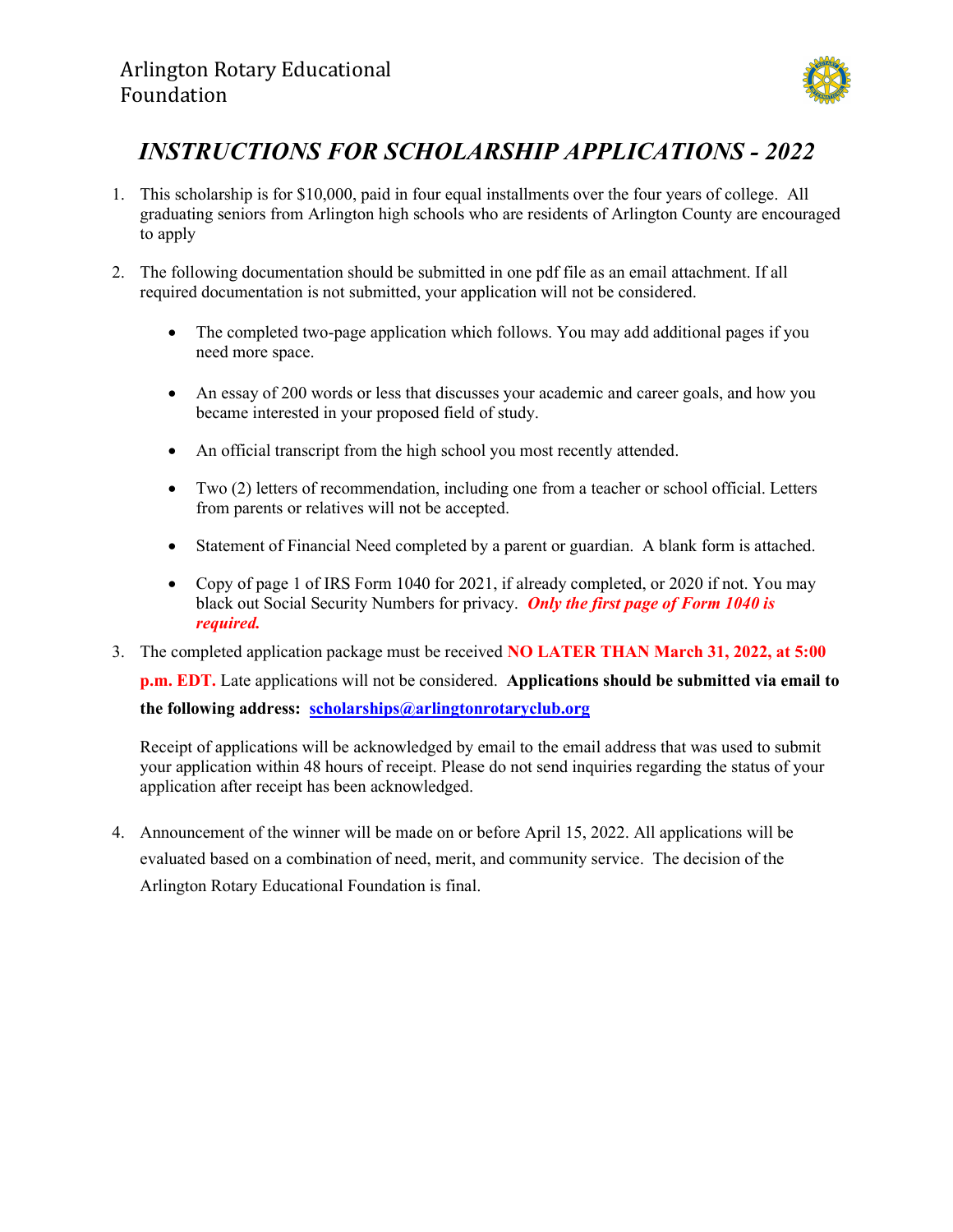Arlington Rotary Educational Foundation

# *INSTRUCTIONS FOR SCHOLARSHIP APPLICATIONS - 2022*

1. This scholarship is for $10,000, paid in four equal installments over the four years of college. All graduating seniors from Arlington high schools who are residents of Arlington County are encouraged to apply

2. The following documentation should be submitted in one pdf file as an email attachment. If all required documentation is not submitted, your application will not be considered.

   - The completed two-page application which follows. You may add additional pages if you need more space.
   - An essay of 200 words or less that discusses your academic and career goals, and how you became interested in your proposed field of study.
   - An official transcript from the high school you most recently attended.
   - Two (2) letters of recommendation, including one from a teacher or school official. Letters from parents or relatives will not be accepted.
   - Statement of Financial Need completed by a parent or guardian. A blank form is attached.
   - Copy of page 1 of IRS Form 1040 for 2021, if already completed, or 2020 if not. You may black out Social Security Numbers for privacy. ***Only the first page of Form 1040 is required.***

3. The completed application package must be received **NO LATER THAN March 31, 2022, at 5:00 p.m. EDT.** Late applications will not be considered. **Applications should be submitted via email to the following address: scholarships@arlingtonrotaryclub.org**

   Receipt of applications will be acknowledged by email to the email address that was used to submit your application within 48 hours of receipt. Please do not send inquiries regarding the status of your application after receipt has been acknowledged.

4. Announcement of the winner will be made on or before April 15, 2022. All applications will be evaluated based on a combination of need, merit, and community service. The decision of the Arlington Rotary Educational Foundation is final.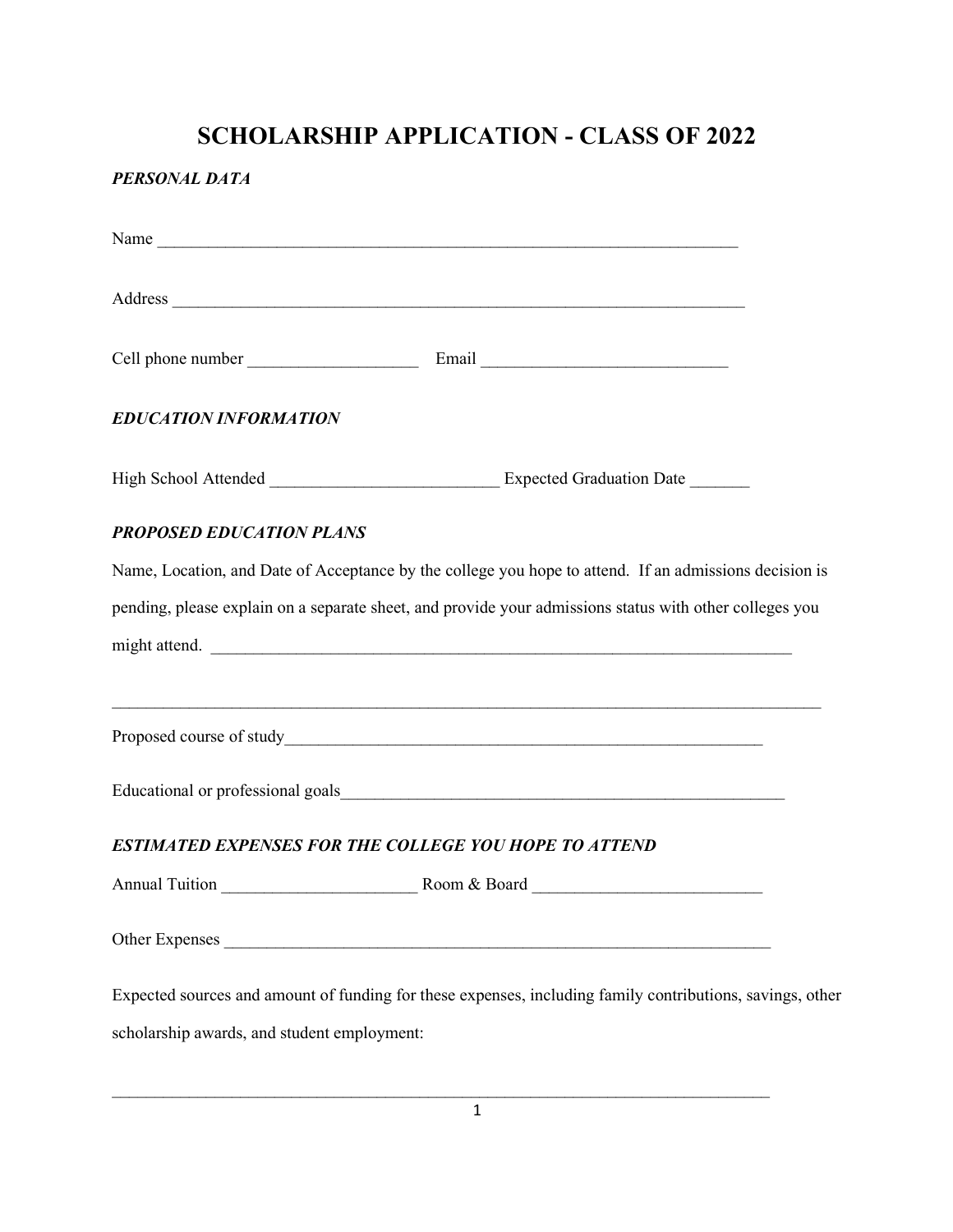# SCHOLARSHIP APPLICATION - CLASS OF 2022

***PERSONAL DATA***

Name ________________________________________________________________________

Address ______________________________________________________________________

Cell phone number ____________________ Email _____________________________

***EDUCATION INFORMATION***

High School Attended ___________________________ Expected Graduation Date _______

***PROPOSED EDUCATION PLANS***

Name, Location, and Date of Acceptance by the college you hope to attend. If an admissions decision is pending, please explain on a separate sheet, and provide your admissions status with other colleges you might attend. ________________________________________________________________________

_________________________________________________________________________________________

Proposed course of study___________________________________________________________

Educational or professional goals________________________________________________________

***ESTIMATED EXPENSES FOR THE COLLEGE YOU HOPE TO ATTEND***

Annual Tuition _______________________ Room & Board ___________________________

Other Expenses ___________________________________________________________________

Expected sources and amount of funding for these expenses, including family contributions, savings, other scholarship awards, and student employment:

_________________________________________________________________________________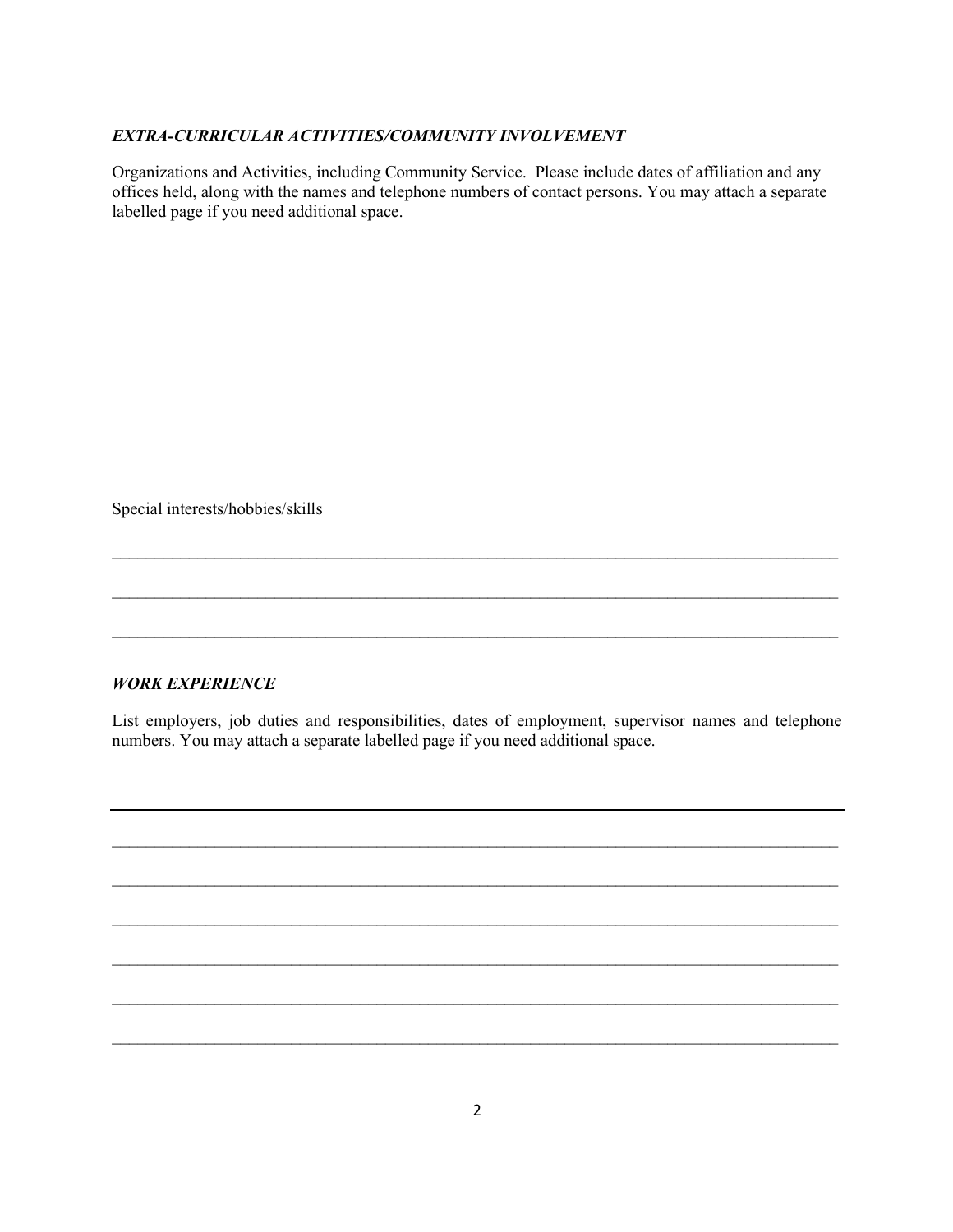***EXTRA-CURRICULAR ACTIVITIES/COMMUNITY INVOLVEMENT***

Organizations and Activities, including Community Service. Please include dates of affiliation and any offices held, along with the names and telephone numbers of contact persons. You may attach a separate labelled page if you need additional space.

Special interests/hobbies/skills ______________________________________________________________

___________________________________________________________________________________________

___________________________________________________________________________________________

___________________________________________________________________________________________

***WORK EXPERIENCE***

List employers, job duties and responsibilities, dates of employment, supervisor names and telephone numbers. You may attach a separate labelled page if you need additional space.

___________________________________________________________________________________________

___________________________________________________________________________________________

___________________________________________________________________________________________

___________________________________________________________________________________________

___________________________________________________________________________________________

___________________________________________________________________________________________

___________________________________________________________________________________________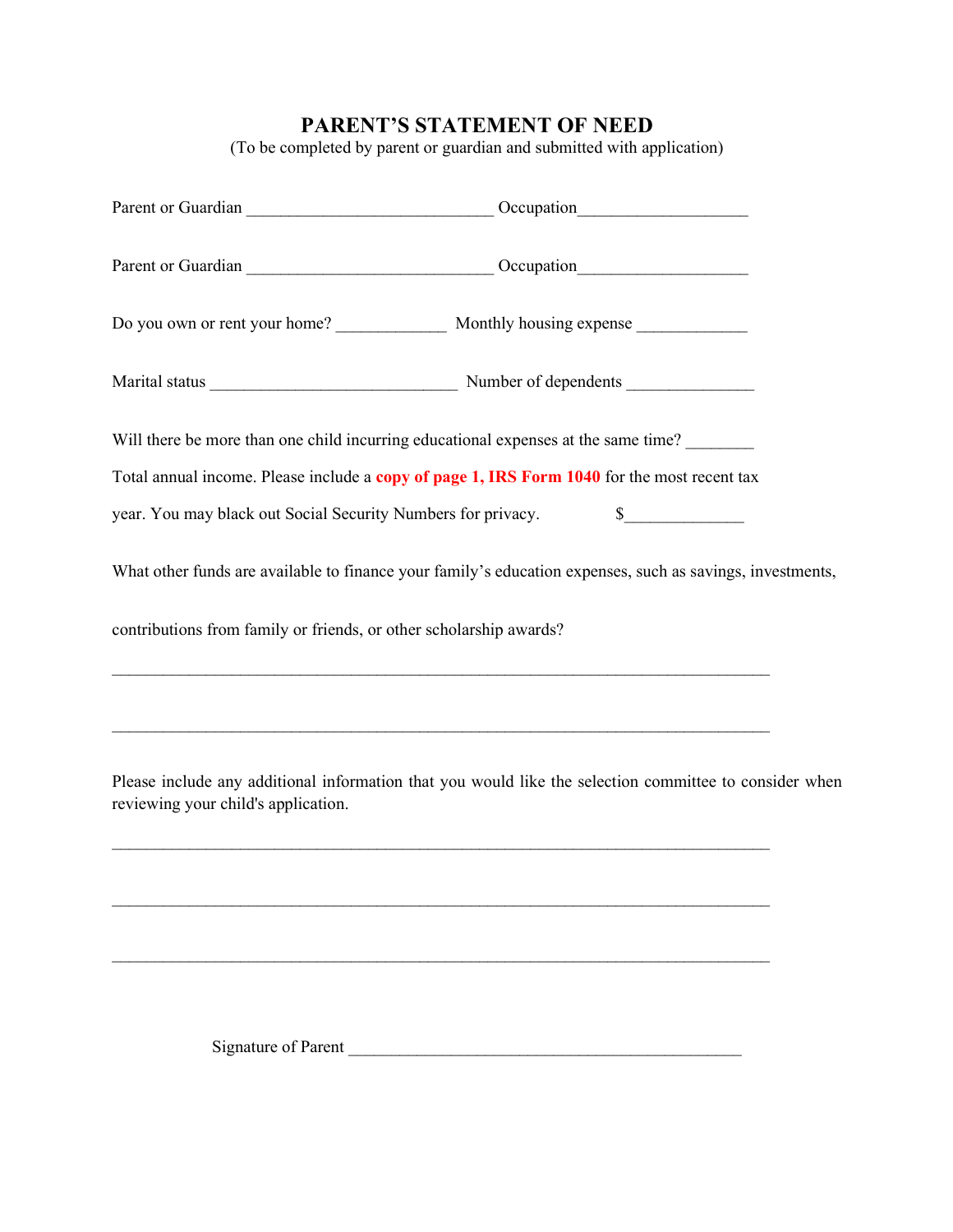# PARENT'S STATEMENT OF NEED

(To be completed by parent or guardian and submitted with application)

Parent or Guardian _____________________________ Occupation___________________

Parent or Guardian _____________________________ Occupation___________________

Do you own or rent your home? _____________ Monthly housing expense _____________

Marital status _____________________________ Number of dependents _______________

Will there be more than one child incurring educational expenses at the same time? ________

Total annual income. Please include a **copy of page 1, IRS Form 1040** for the most recent tax year. You may black out Social Security Numbers for privacy. $_____________

What other funds are available to finance your family's education expenses, such as savings, investments, contributions from family or friends, or other scholarship awards?

_____________________________________________________________________________

_____________________________________________________________________________

Please include any additional information that you would like the selection committee to consider when reviewing your child's application.

_____________________________________________________________________________

_____________________________________________________________________________

_____________________________________________________________________________

Signature of Parent ______________________________________________